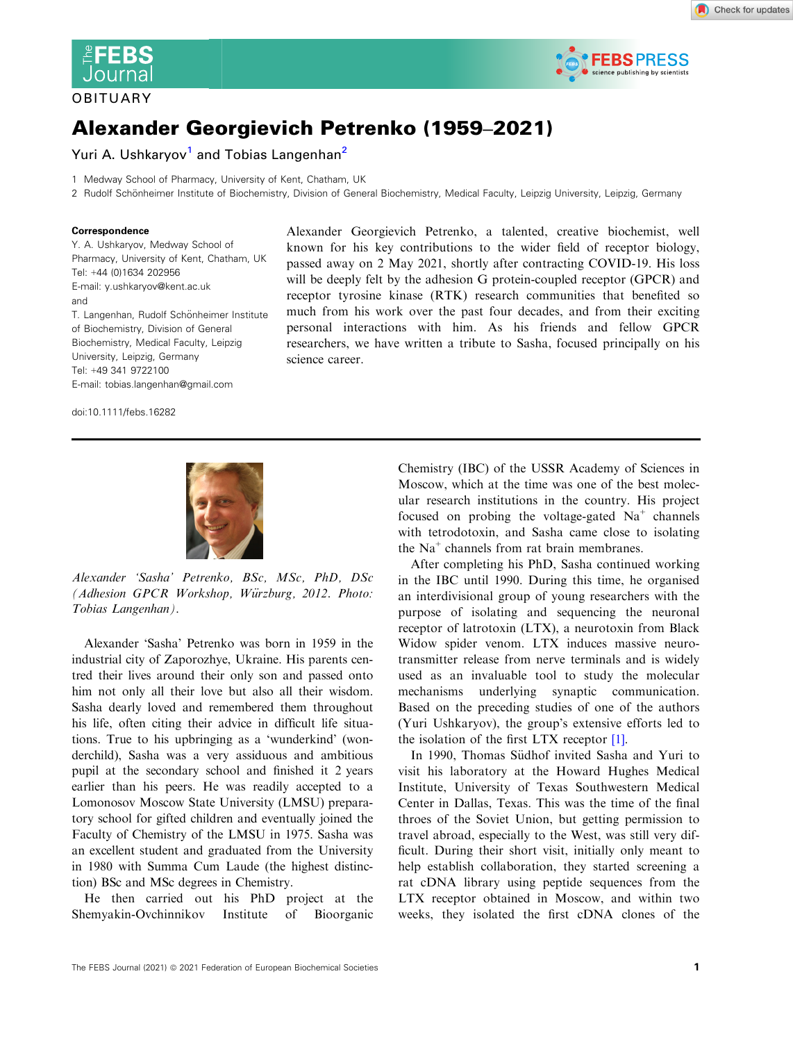OBITUARY

# Alexander Georgievich Petrenko (1959–2021)

Yuri A. Ushkaryov[1] and Tobias Langenhan[2]

1 Medway School of Pharmacy, University of Kent, Chatham, UK

2 Rudolf Schönheimer Institute of Biochemistry, Division of General Biochemistry, Medical Faculty, Leipzig University, Leipzig, Germany

**Correspondence**

Y. A. Ushkaryov, Medway School of Pharmacy, University of Kent, Chatham, UK
Tel: +44 (0)1634 202956
E-mail: y.ushkaryov@kent.ac.uk
and
T. Langenhan, Rudolf Schönheimer Institute of Biochemistry, Division of General Biochemistry, Medical Faculty, Leipzig University, Leipzig, Germany
Tel: +49 341 9722100
E-mail: tobias.langenhan@gmail.com

doi:10.1111/febs.16282

Alexander Georgievich Petrenko, a talented, creative biochemist, well known for his key contributions to the wider field of receptor biology, passed away on 2 May 2021, shortly after contracting COVID-19. His loss will be deeply felt by the adhesion G protein-coupled receptor (GPCR) and receptor tyrosine kinase (RTK) research communities that benefited so much from his work over the past four decades, and from their exciting personal interactions with him. As his friends and fellow GPCR researchers, we have written a tribute to Sasha, focused principally on his science career.

*Alexander 'Sasha' Petrenko, BSc, MSc, PhD, DSc (Adhesion GPCR Workshop, Würzburg, 2012. Photo: Tobias Langenhan).*

Alexander 'Sasha' Petrenko was born in 1959 in the industrial city of Zaporozhye, Ukraine. His parents centred their lives around their only son and passed onto him not only all their love but also all their wisdom. Sasha dearly loved and remembered them throughout his life, often citing their advice in difficult life situations. True to his upbringing as a 'wunderkind' (wonderchild), Sasha was a very assiduous and ambitious pupil at the secondary school and finished it 2 years earlier than his peers. He was readily accepted to a Lomonosov Moscow State University (LMSU) preparatory school for gifted children and eventually joined the Faculty of Chemistry of the LMSU in 1975. Sasha was an excellent student and graduated from the University in 1980 with Summa Cum Laude (the highest distinction) BSc and MSc degrees in Chemistry.

He then carried out his PhD project at the Shemyakin-Ovchinnikov Institute of Bioorganic Chemistry (IBC) of the USSR Academy of Sciences in Moscow, which at the time was one of the best molecular research institutions in the country. His project focused on probing the voltage-gated $Na^+$ channels with tetrodotoxin, and Sasha came close to isolating the $Na^+$ channels from rat brain membranes.

After completing his PhD, Sasha continued working in the IBC until 1990. During this time, he organised an interdivisional group of young researchers with the purpose of isolating and sequencing the neuronal receptor of latrotoxin (LTX), a neurotoxin from Black Widow spider venom. LTX induces massive neurotransmitter release from nerve terminals and is widely used as an invaluable tool to study the molecular mechanisms underlying synaptic communication. Based on the preceding studies of one of the authors (Yuri Ushkaryov), the group's extensive efforts led to the isolation of the first LTX receptor [1].

In 1990, Thomas Südhof invited Sasha and Yuri to visit his laboratory at the Howard Hughes Medical Institute, University of Texas Southwestern Medical Center in Dallas, Texas. This was the time of the final throes of the Soviet Union, but getting permission to travel abroad, especially to the West, was still very difficult. During their short visit, initially only meant to help establish collaboration, they started screening a rat cDNA library using peptide sequences from the LTX receptor obtained in Moscow, and within two weeks, they isolated the first cDNA clones of the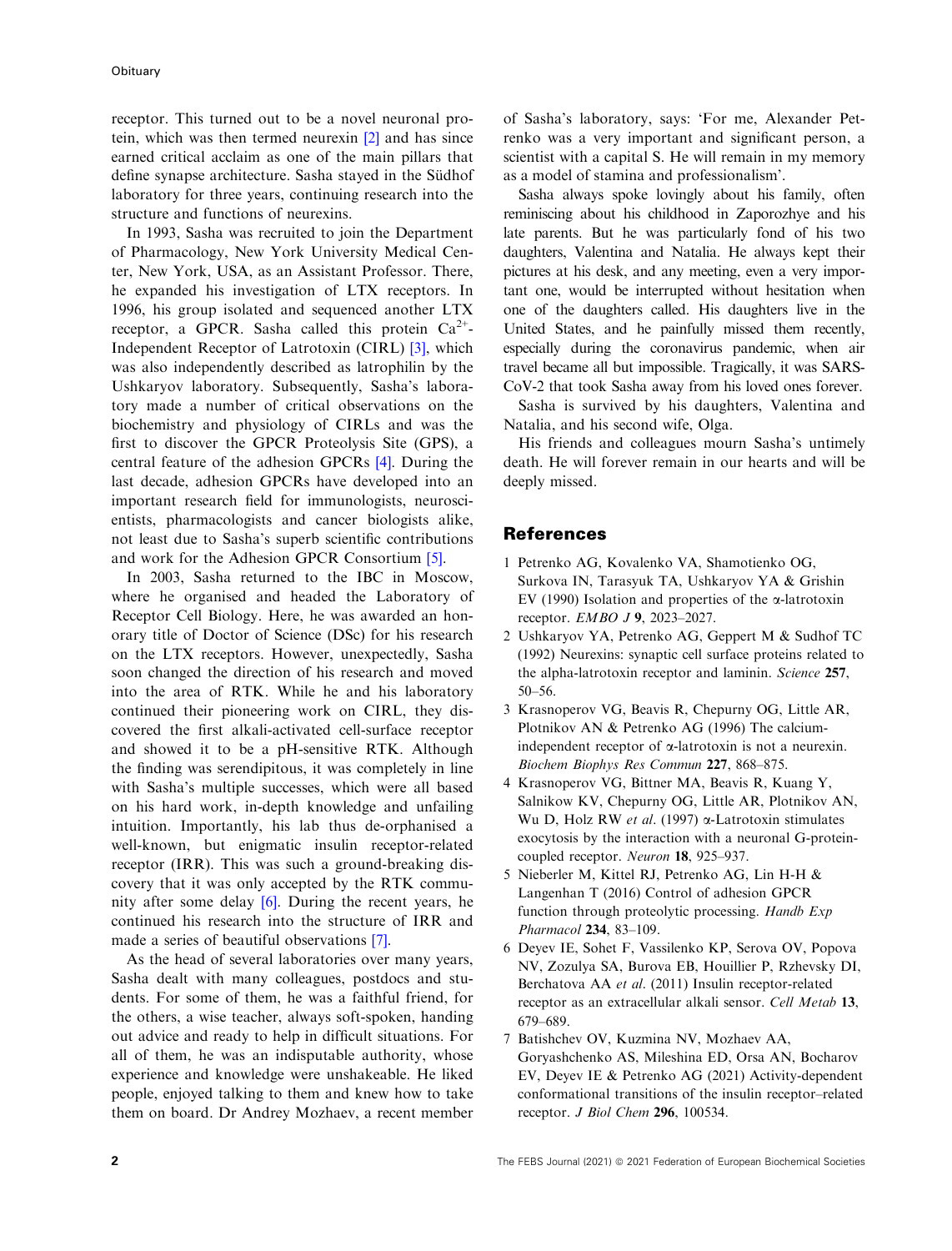receptor. This turned out to be a novel neuronal protein, which was then termed neurexin [2] and has since earned critical acclaim as one of the main pillars that define synapse architecture. Sasha stayed in the Südhof laboratory for three years, continuing research into the structure and functions of neurexins.

In 1993, Sasha was recruited to join the Department of Pharmacology, New York University Medical Center, New York, USA, as an Assistant Professor. There, he expanded his investigation of LTX receptors. In 1996, his group isolated and sequenced another LTX receptor, a GPCR. Sasha called this protein $Ca^{2+}$-Independent Receptor of Latrotoxin (CIRL) [3], which was also independently described as latrophilin by the Ushkaryov laboratory. Subsequently, Sasha's laboratory made a number of critical observations on the biochemistry and physiology of CIRLs and was the first to discover the GPCR Proteolysis Site (GPS), a central feature of the adhesion GPCRs [4]. During the last decade, adhesion GPCRs have developed into an important research field for immunologists, neuroscientists, pharmacologists and cancer biologists alike, not least due to Sasha's superb scientific contributions and work for the Adhesion GPCR Consortium [5].

In 2003, Sasha returned to the IBC in Moscow, where he organised and headed the Laboratory of Receptor Cell Biology. Here, he was awarded an honorary title of Doctor of Science (DSc) for his research on the LTX receptors. However, unexpectedly, Sasha soon changed the direction of his research and moved into the area of RTK. While he and his laboratory continued their pioneering work on CIRL, they discovered the first alkali-activated cell-surface receptor and showed it to be a pH-sensitive RTK. Although the finding was serendipitous, it was completely in line with Sasha's multiple successes, which were all based on his hard work, in-depth knowledge and unfailing intuition. Importantly, his lab thus de-orphanised a well-known, but enigmatic insulin receptor-related receptor (IRR). This was such a ground-breaking discovery that it was only accepted by the RTK community after some delay [6]. During the recent years, he continued his research into the structure of IRR and made a series of beautiful observations [7].

As the head of several laboratories over many years, Sasha dealt with many colleagues, postdocs and students. For some of them, he was a faithful friend, for the others, a wise teacher, always soft-spoken, handing out advice and ready to help in difficult situations. For all of them, he was an indisputable authority, whose experience and knowledge were unshakeable. He liked people, enjoyed talking to them and knew how to take them on board. Dr Andrey Mozhaev, a recent member of Sasha's laboratory, says: 'For me, Alexander Petrenko was a very important and significant person, a scientist with a capital S. He will remain in my memory as a model of stamina and professionalism'.

Sasha always spoke lovingly about his family, often reminiscing about his childhood in Zaporozhye and his late parents. But he was particularly fond of his two daughters, Valentina and Natalia. He always kept their pictures at his desk, and any meeting, even a very important one, would be interrupted without hesitation when one of the daughters called. His daughters live in the United States, and he painfully missed them recently, especially during the coronavirus pandemic, when air travel became all but impossible. Tragically, it was SARS-CoV-2 that took Sasha away from his loved ones forever.

Sasha is survived by his daughters, Valentina and Natalia, and his second wife, Olga.

His friends and colleagues mourn Sasha's untimely death. He will forever remain in our hearts and will be deeply missed.

## References

1. Petrenko AG, Kovalenko VA, Shamotienko OG, Surkova IN, Tarasyuk TA, Ushkaryov YA & Grishin EV (1990) Isolation and properties of the α-latrotoxin receptor. *EMBO J* **9**, 2023–2027.
2. Ushkaryov YA, Petrenko AG, Geppert M & Sudhof TC (1992) Neurexins: synaptic cell surface proteins related to the alpha-latrotoxin receptor and laminin. *Science* **257**, 50–56.
3. Krasnoperov VG, Beavis R, Chepurny OG, Little AR, Plotnikov AN & Petrenko AG (1996) The calcium-independent receptor of α-latrotoxin is not a neurexin. *Biochem Biophys Res Commun* **227**, 868–875.
4. Krasnoperov VG, Bittner MA, Beavis R, Kuang Y, Salnikow KV, Chepurny OG, Little AR, Plotnikov AN, Wu D, Holz RW *et al*. (1997) α-Latrotoxin stimulates exocytosis by the interaction with a neuronal G-protein-coupled receptor. *Neuron* **18**, 925–937.
5. Nieberler M, Kittel RJ, Petrenko AG, Lin H-H & Langenhan T (2016) Control of adhesion GPCR function through proteolytic processing. *Handb Exp Pharmacol* **234**, 83–109.
6. Deyev IE, Sohet F, Vassilenko KP, Serova OV, Popova NV, Zozulya SA, Burova EB, Houillier P, Rzhevsky DI, Berchatova AA *et al*. (2011) Insulin receptor-related receptor as an extracellular alkali sensor. *Cell Metab* **13**, 679–689.
7. Batishchev OV, Kuzmina NV, Mozhaev AA, Goryashchenko AS, Mileshina ED, Orsa AN, Bocharov EV, Deyev IE & Petrenko AG (2021) Activity-dependent conformational transitions of the insulin receptor–related receptor. *J Biol Chem* **296**, 100534.